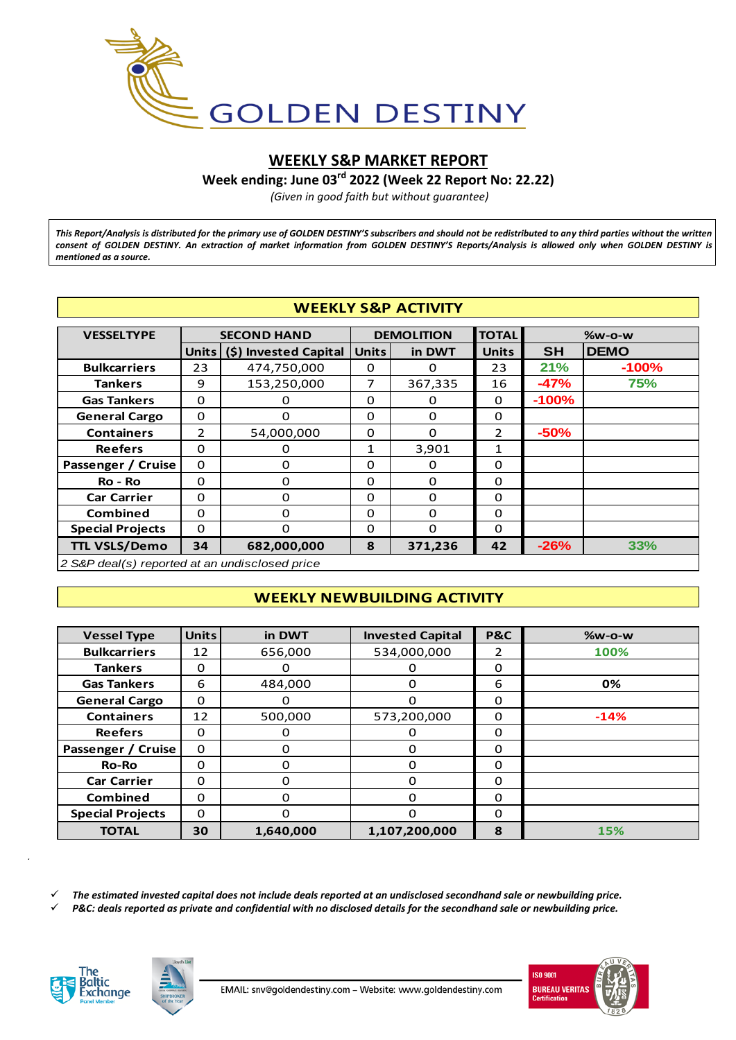# GOLDEN DESTINY

## WEEKLY S&P MARKET REPORT

**Week ending: June 03rd 2022 (Week 22 Report No: 22.22)**

*(Given in good faith but without guarantee)*

***This Report/Analysis is distributed for the primary use of GOLDEN DESTINY'S subscribers and should not be redistributed to any third parties without the written consent of GOLDEN DESTINY. An extraction of market information from GOLDEN DESTINY'S Reports/Analysis is allowed only when GOLDEN DESTINY is mentioned as a source.***

### WEEKLY S&P ACTIVITY

| VESSELTYPE | SECOND HAND | | DEMOLITION | | TOTAL | %w-o-w | |
|---|---|---|---|---|---|---|---|
| | Units | ($) Invested Capital | Units | in DWT | Units | SH | DEMO |
| Bulkcarriers | 23 | 474,750,000 | 0 | 0 | 23 | 21% | -100% |
| Tankers | 9 | 153,250,000 | 7 | 367,335 | 16 | -47% | 75% |
| Gas Tankers | 0 | 0 | 0 | 0 | 0 | -100% | |
| General Cargo | 0 | 0 | 0 | 0 | 0 | | |
| Containers | 2 | 54,000,000 | 0 | 0 | 2 | -50% | |
| Reefers | 0 | 0 | 1 | 3,901 | 1 | | |
| Passenger / Cruise | 0 | 0 | 0 | 0 | 0 | | |
| Ro - Ro | 0 | 0 | 0 | 0 | 0 | | |
| Car Carrier | 0 | 0 | 0 | 0 | 0 | | |
| Combined | 0 | 0 | 0 | 0 | 0 | | |
| Special Projects | 0 | 0 | 0 | 0 | 0 | | |
| **TTL VSLS/Demo** | **34** | **682,000,000** | **8** | **371,236** | **42** | **-26%** | **33%** |

*2 S&P deal(s) reported at an undisclosed price*

### WEEKLY NEWBUILDING ACTIVITY

| Vessel Type | Units | in DWT | Invested Capital | P&C | %w-o-w |
|---|---|---|---|---|---|
| Bulkcarriers | 12 | 656,000 | 534,000,000 | 2 | 100% |
| Tankers | 0 | 0 | 0 | 0 | |
| Gas Tankers | 6 | 484,000 | 0 | 6 | 0% |
| General Cargo | 0 | 0 | 0 | 0 | |
| Containers | 12 | 500,000 | 573,200,000 | 0 | -14% |
| Reefers | 0 | 0 | 0 | 0 | |
| Passenger / Cruise | 0 | 0 | 0 | 0 | |
| Ro-Ro | 0 | 0 | 0 | 0 | |
| Car Carrier | 0 | 0 | 0 | 0 | |
| Combined | 0 | 0 | 0 | 0 | |
| Special Projects | 0 | 0 | 0 | 0 | |
| **TOTAL** | **30** | **1,640,000** | **1,107,200,000** | **8** | **15%** |

- ✓ ***The estimated invested capital does not include deals reported at an undisclosed secondhand sale or newbuilding price.***
- ✓ ***P&C: deals reported as private and confidential with no disclosed details for the secondhand sale or newbuilding price.***

EMAIL: snv@goldendestiny.com – Website: www.goldendestiny.com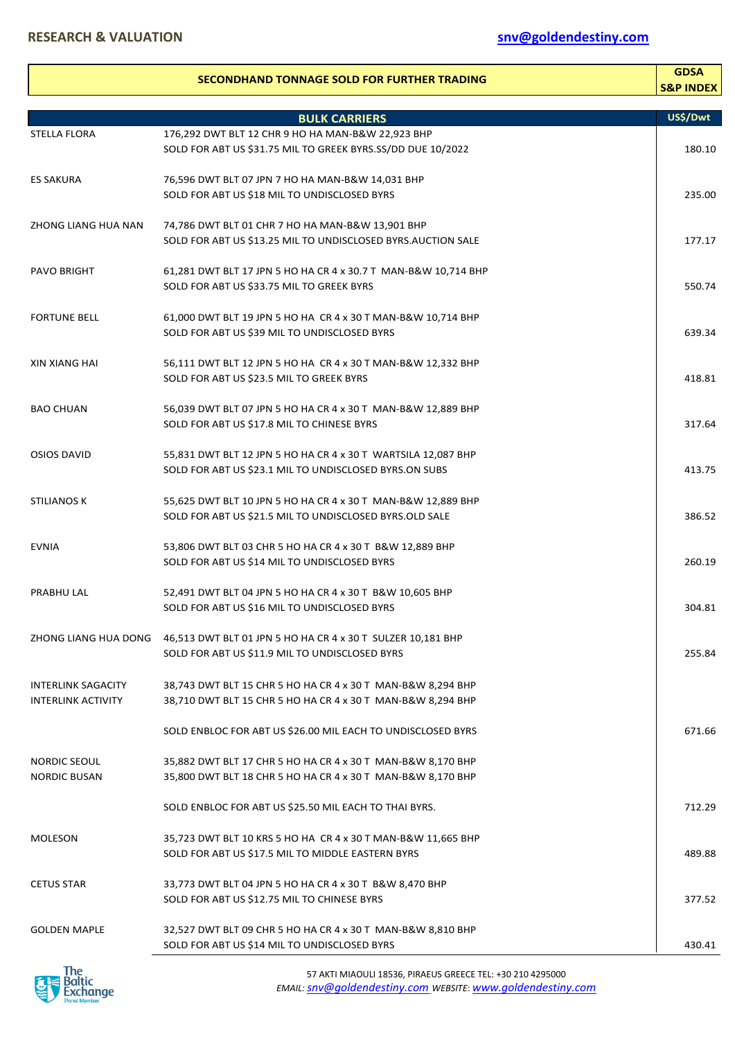| SECONDHAND TONNAGE SOLD FOR FURTHER TRADING | | GDSA S&P INDEX |
|---|---|---|
| **BULK CARRIERS** | | **US$/Dwt** |
| STELLA FLORA | 176,292 DWT BLT 12 CHR 9 HO HA MAN-B&W 22,923 BHP<br>SOLD FOR ABT US $31.75 MIL TO GREEK BYRS.SS/DD DUE 10/2022 | 180.10 |
| ES SAKURA | 76,596 DWT BLT 07 JPN 7 HO HA MAN-B&W 14,031 BHP<br>SOLD FOR ABT US $18 MIL TO UNDISCLOSED BYRS | 235.00 |
| ZHONG LIANG HUA NAN | 74,786 DWT BLT 01 CHR 7 HO HA MAN-B&W 13,901 BHP<br>SOLD FOR ABT US $13.25 MIL TO UNDISCLOSED BYRS.AUCTION SALE | 177.17 |
| PAVO BRIGHT | 61,281 DWT BLT 17 JPN 5 HO HA CR 4 x 30.7 T MAN-B&W 10,714 BHP<br>SOLD FOR ABT US $33.75 MIL TO GREEK BYRS | 550.74 |
| FORTUNE BELL | 61,000 DWT BLT 19 JPN 5 HO HA CR 4 x 30 T MAN-B&W 10,714 BHP<br>SOLD FOR ABT US $39 MIL TO UNDISCLOSED BYRS | 639.34 |
| XIN XIANG HAI | 56,111 DWT BLT 12 JPN 5 HO HA CR 4 x 30 T MAN-B&W 12,332 BHP<br>SOLD FOR ABT US $23.5 MIL TO GREEK BYRS | 418.81 |
| BAO CHUAN | 56,039 DWT BLT 07 JPN 5 HO HA CR 4 x 30 T MAN-B&W 12,889 BHP<br>SOLD FOR ABT US $17.8 MIL TO CHINESE BYRS | 317.64 |
| OSIOS DAVID | 55,831 DWT BLT 12 JPN 5 HO HA CR 4 x 30 T WARTSILA 12,087 BHP<br>SOLD FOR ABT US $23.1 MIL TO UNDISCLOSED BYRS.ON SUBS | 413.75 |
| STILIANOS K | 55,625 DWT BLT 10 JPN 5 HO HA CR 4 x 30 T MAN-B&W 12,889 BHP<br>SOLD FOR ABT US $21.5 MIL TO UNDISCLOSED BYRS.OLD SALE | 386.52 |
| EVNIA | 53,806 DWT BLT 03 CHR 5 HO HA CR 4 x 30 T B&W 12,889 BHP<br>SOLD FOR ABT US $14 MIL TO UNDISCLOSED BYRS | 260.19 |
| PRABHU LAL | 52,491 DWT BLT 04 JPN 5 HO HA CR 4 x 30 T B&W 10,605 BHP<br>SOLD FOR ABT US $16 MIL TO UNDISCLOSED BYRS | 304.81 |
| ZHONG LIANG HUA DONG | 46,513 DWT BLT 01 JPN 5 HO HA CR 4 x 30 T SULZER 10,181 BHP<br>SOLD FOR ABT US $11.9 MIL TO UNDISCLOSED BYRS | 255.84 |
| INTERLINK SAGACITY<br>INTERLINK ACTIVITY | 38,743 DWT BLT 15 CHR 5 HO HA CR 4 x 30 T MAN-B&W 8,294 BHP<br>38,710 DWT BLT 15 CHR 5 HO HA CR 4 x 30 T MAN-B&W 8,294 BHP<br>SOLD ENBLOC FOR ABT US $26.00 MIL EACH TO UNDISCLOSED BYRS | 671.66 |
| NORDIC SEOUL<br>NORDIC BUSAN | 35,882 DWT BLT 17 CHR 5 HO HA CR 4 x 30 T MAN-B&W 8,170 BHP<br>35,800 DWT BLT 18 CHR 5 HO HA CR 4 x 30 T MAN-B&W 8,170 BHP<br>SOLD ENBLOC FOR ABT US $25.50 MIL EACH TO THAI BYRS. | 712.29 |
| MOLESON | 35,723 DWT BLT 10 KRS 5 HO HA CR 4 x 30 T MAN-B&W 11,665 BHP<br>SOLD FOR ABT US $17.5 MIL TO MIDDLE EASTERN BYRS | 489.88 |
| CETUS STAR | 33,773 DWT BLT 04 JPN 5 HO HA CR 4 x 30 T B&W 8,470 BHP<br>SOLD FOR ABT US $12.75 MIL TO CHINESE BYRS | 377.52 |
| GOLDEN MAPLE | 32,527 DWT BLT 09 CHR 5 HO HA CR 4 x 30 T MAN-B&W 8,810 BHP<br>SOLD FOR ABT US $14 MIL TO UNDISCLOSED BYRS | 430.41 |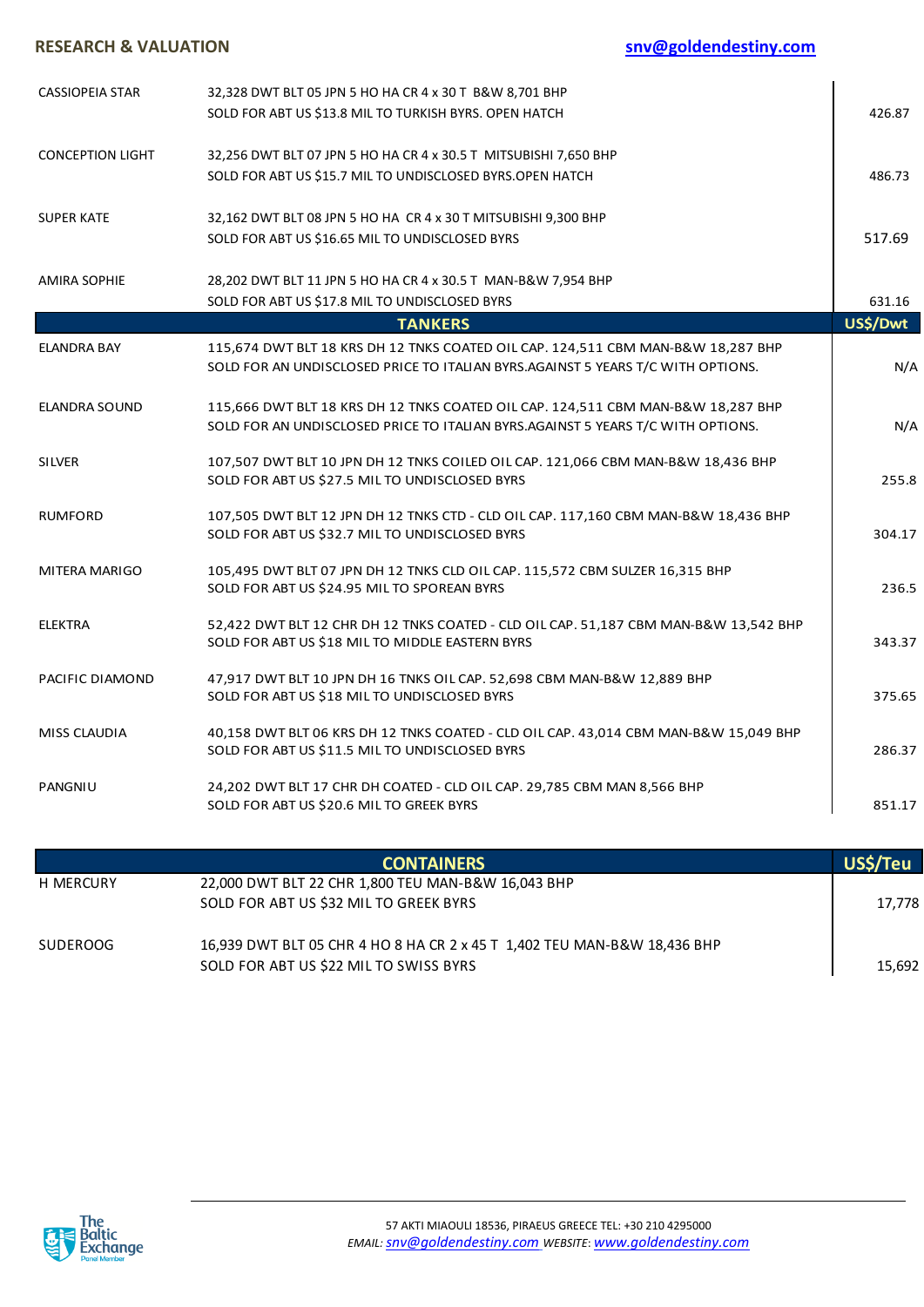**RESEARCH & VALUATION**

| | | |
|---|---|---|
| CASSIOPEIA STAR | 32,328 DWT BLT 05 JPN 5 HO HA CR 4 x 30 T B&W 8,701 BHP<br>SOLD FOR ABT US $13.8 MIL TO TURKISH BYRS. OPEN HATCH | 426.87 |
| CONCEPTION LIGHT | 32,256 DWT BLT 07 JPN 5 HO HA CR 4 x 30.5 T MITSUBISHI 7,650 BHP<br>SOLD FOR ABT US $15.7 MIL TO UNDISCLOSED BYRS.OPEN HATCH | 486.73 |
| SUPER KATE | 32,162 DWT BLT 08 JPN 5 HO HA CR 4 x 30 T MITSUBISHI 9,300 BHP<br>SOLD FOR ABT US $16.65 MIL TO UNDISCLOSED BYRS | 517.69 |
| AMIRA SOPHIE | 28,202 DWT BLT 11 JPN 5 HO HA CR 4 x 30.5 T MAN-B&W 7,954 BHP<br>SOLD FOR ABT US $17.8 MIL TO UNDISCLOSED BYRS | 631.16 |

| | TANKERS | US$/Dwt |
|---|---|---|
| ELANDRA BAY | 115,674 DWT BLT 18 KRS DH 12 TNKS COATED OIL CAP. 124,511 CBM MAN-B&W 18,287 BHP<br>SOLD FOR AN UNDISCLOSED PRICE TO ITALIAN BYRS.AGAINST 5 YEARS T/C WITH OPTIONS. | N/A |
| ELANDRA SOUND | 115,666 DWT BLT 18 KRS DH 12 TNKS COATED OIL CAP. 124,511 CBM MAN-B&W 18,287 BHP<br>SOLD FOR AN UNDISCLOSED PRICE TO ITALIAN BYRS.AGAINST 5 YEARS T/C WITH OPTIONS. | N/A |
| SILVER | 107,507 DWT BLT 10 JPN DH 12 TNKS COILED OIL CAP. 121,066 CBM MAN-B&W 18,436 BHP<br>SOLD FOR ABT US $27.5 MIL TO UNDISCLOSED BYRS | 255.8 |
| RUMFORD | 107,505 DWT BLT 12 JPN DH 12 TNKS CTD - CLD OIL CAP. 117,160 CBM MAN-B&W 18,436 BHP<br>SOLD FOR ABT US $32.7 MIL TO UNDISCLOSED BYRS | 304.17 |
| MITERA MARIGO | 105,495 DWT BLT 07 JPN DH 12 TNKS CLD OIL CAP. 115,572 CBM SULZER 16,315 BHP<br>SOLD FOR ABT US $24.95 MIL TO SPOREAN BYRS | 236.5 |
| ELEKTRA | 52,422 DWT BLT 12 CHR DH 12 TNKS COATED - CLD OIL CAP. 51,187 CBM MAN-B&W 13,542 BHP<br>SOLD FOR ABT US $18 MIL TO MIDDLE EASTERN BYRS | 343.37 |
| PACIFIC DIAMOND | 47,917 DWT BLT 10 JPN DH 16 TNKS OIL CAP. 52,698 CBM MAN-B&W 12,889 BHP<br>SOLD FOR ABT US $18 MIL TO UNDISCLOSED BYRS | 375.65 |
| MISS CLAUDIA | 40,158 DWT BLT 06 KRS DH 12 TNKS COATED - CLD OIL CAP. 43,014 CBM MAN-B&W 15,049 BHP<br>SOLD FOR ABT US $11.5 MIL TO UNDISCLOSED BYRS | 286.37 |
| PANGNIU | 24,202 DWT BLT 17 CHR DH COATED - CLD OIL CAP. 29,785 CBM MAN 8,566 BHP<br>SOLD FOR ABT US $20.6 MIL TO GREEK BYRS | 851.17 |

| | CONTAINERS | US$/Teu |
|---|---|---|
| H MERCURY | 22,000 DWT BLT 22 CHR 1,800 TEU MAN-B&W 16,043 BHP<br>SOLD FOR ABT US $32 MIL TO GREEK BYRS | 17,778 |
| SUDEROOG | 16,939 DWT BLT 05 CHR 4 HO 8 HA CR 2 x 45 T 1,402 TEU MAN-B&W 18,436 BHP<br>SOLD FOR ABT US $22 MIL TO SWISS BYRS | 15,692 |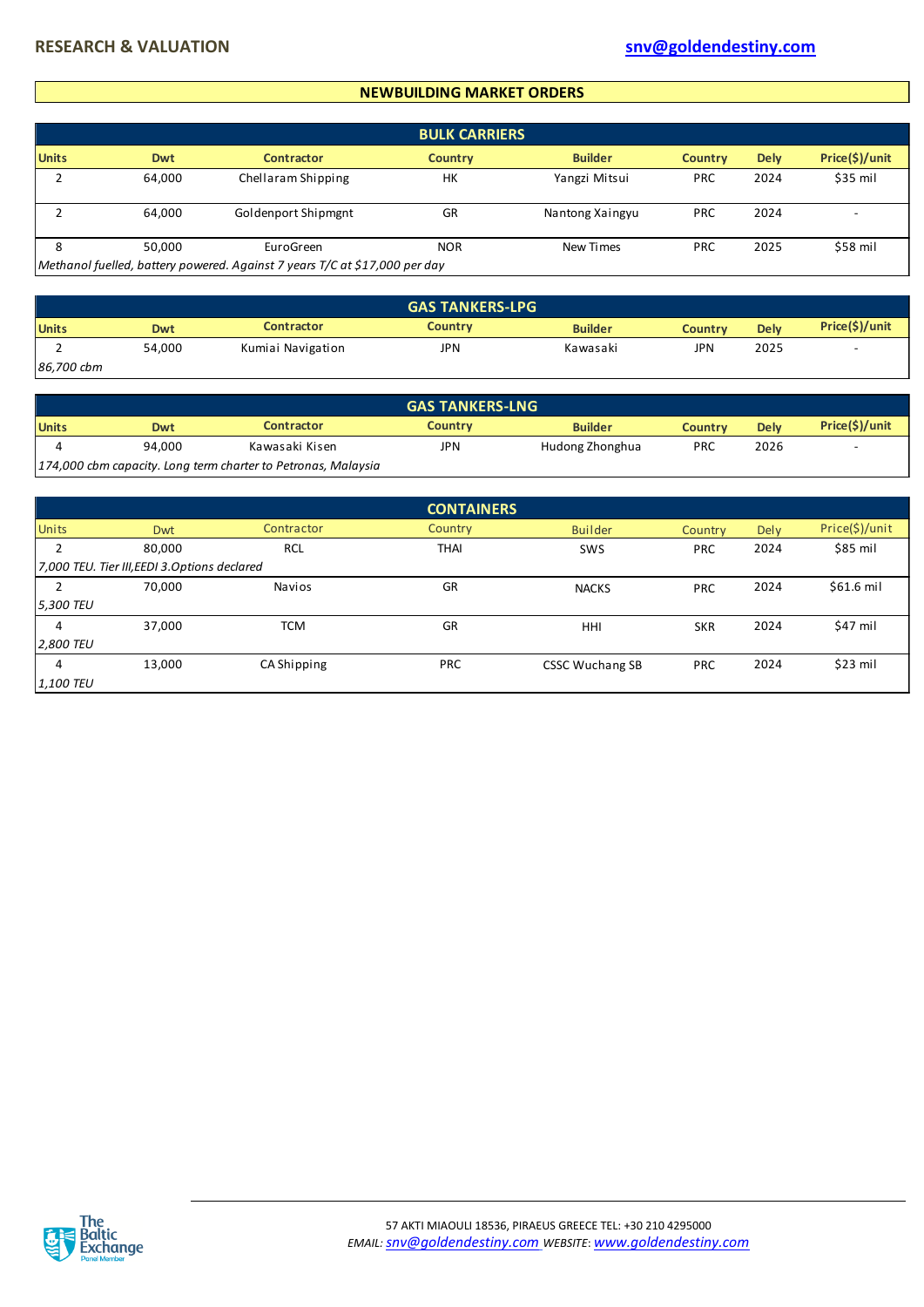## NEWBUILDING MARKET ORDERS

### BULK CARRIERS

| Units | Dwt | Contractor | Country | Builder | Country | Dely | Price($)/unit |
|---|---|---|---|---|---|---|---|
| 2 | 64,000 | Chellaram Shipping | HK | Yangzi Mitsui | PRC | 2024 | $35 mil |
| 2 | 64,000 | Goldenport Shipmgnt | GR | Nantong Xaingyu | PRC | 2024 | - |
| 8 | 50,000 | EuroGreen | NOR | New Times | PRC | 2025 | $58 mil |
| *Methanol fuelled, battery powered. Against 7 years T/C at $17,000 per day* | | | | | | | |

### GAS TANKERS-LPG

| Units | Dwt | Contractor | Country | Builder | Country | Dely | Price($)/unit |
|---|---|---|---|---|---|---|---|
| 2 | 54,000 | Kumiai Navigation | JPN | Kawasaki | JPN | 2025 | - |
| *86,700 cbm* | | | | | | | |

### GAS TANKERS-LNG

| Units | Dwt | Contractor | Country | Builder | Country | Dely | Price($)/unit |
|---|---|---|---|---|---|---|---|
| 4 | 94,000 | Kawasaki Kisen | JPN | Hudong Zhonghua | PRC | 2026 | - |
| *174,000 cbm capacity. Long term charter to Petronas, Malaysia* | | | | | | | |

### CONTAINERS

| Units | Dwt | Contractor | Country | Builder | Country | Dely | Price($)/unit |
|---|---|---|---|---|---|---|---|
| 2 | 80,000 | RCL | THAI | SWS | PRC | 2024 | $85 mil |
| *7,000 TEU. Tier III,EEDI 3.Options declared* | | | | | | | |
| 2 | 70,000 | Navios | GR | NACKS | PRC | 2024 | $61.6 mil |
| *5,300 TEU* | | | | | | | |
| 4 | 37,000 | TCM | GR | HHI | SKR | 2024 | $47 mil |
| *2,800 TEU* | | | | | | | |
| 4 | 13,000 | CA Shipping | PRC | CSSC Wuchang SB | PRC | 2024 | $23 mil |
| *1,100 TEU* | | | | | | | |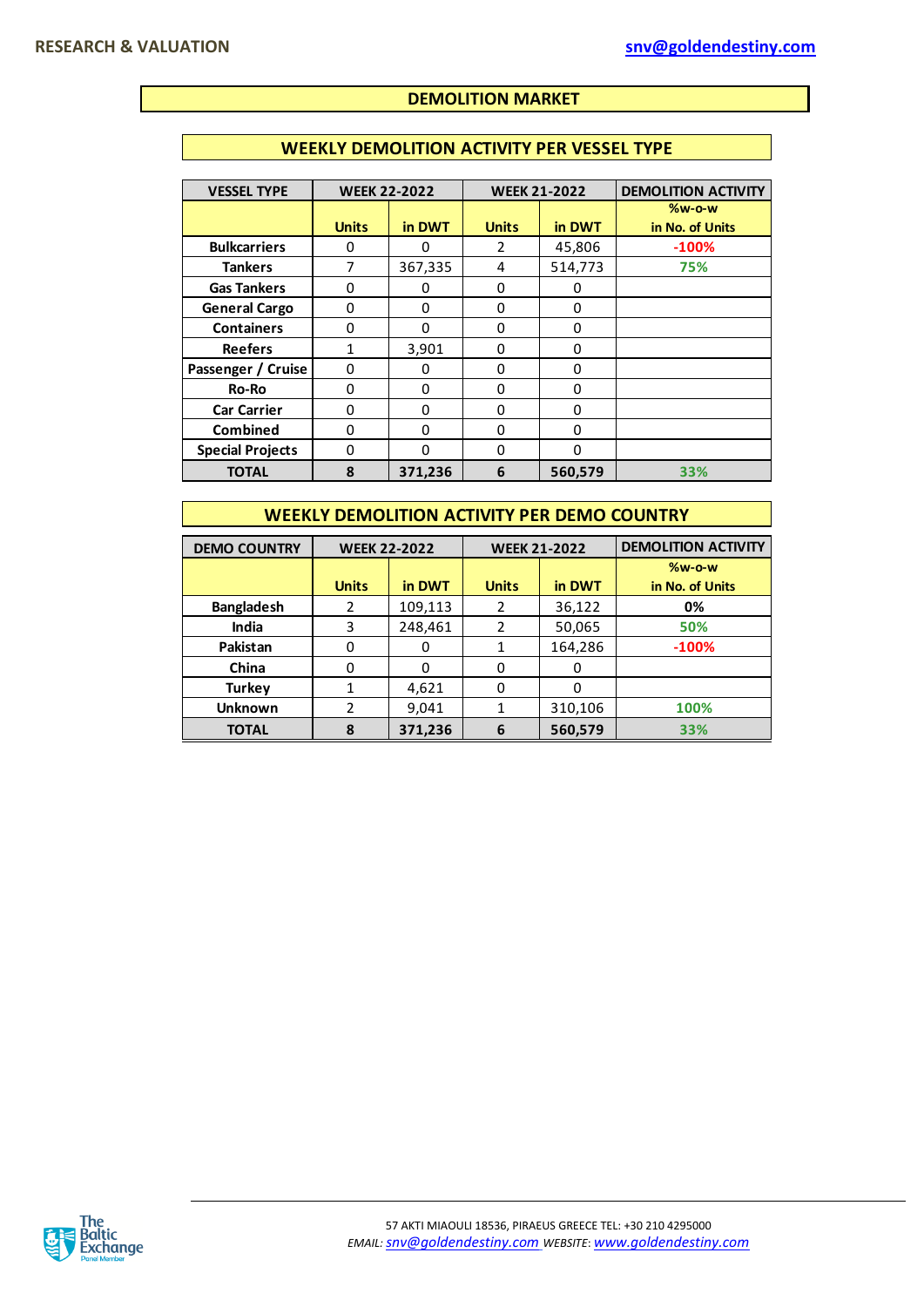# DEMOLITION MARKET

## WEEKLY DEMOLITION ACTIVITY PER VESSEL TYPE

| VESSEL TYPE | WEEK 22-2022 | | WEEK 21-2022 | | DEMOLITION ACTIVITY |
|---|---|---|---|---|---|
| | Units | in DWT | Units | in DWT | %w-o-w in No. of Units |
| Bulkcarriers | 0 | 0 | 2 | 45,806 | -100% |
| Tankers | 7 | 367,335 | 4 | 514,773 | 75% |
| Gas Tankers | 0 | 0 | 0 | 0 | |
| General Cargo | 0 | 0 | 0 | 0 | |
| Containers | 0 | 0 | 0 | 0 | |
| Reefers | 1 | 3,901 | 0 | 0 | |
| Passenger / Cruise | 0 | 0 | 0 | 0 | |
| Ro-Ro | 0 | 0 | 0 | 0 | |
| Car Carrier | 0 | 0 | 0 | 0 | |
| Combined | 0 | 0 | 0 | 0 | |
| Special Projects | 0 | 0 | 0 | 0 | |
| **TOTAL** | **8** | **371,236** | **6** | **560,579** | **33%** |

## WEEKLY DEMOLITION ACTIVITY PER DEMO COUNTRY

| DEMO COUNTRY | WEEK 22-2022 | | WEEK 21-2022 | | DEMOLITION ACTIVITY |
|---|---|---|---|---|---|
| | Units | in DWT | Units | in DWT | %w-o-w in No. of Units |
| Bangladesh | 2 | 109,113 | 2 | 36,122 | 0% |
| India | 3 | 248,461 | 2 | 50,065 | 50% |
| Pakistan | 0 | 0 | 1 | 164,286 | -100% |
| China | 0 | 0 | 0 | 0 | |
| Turkey | 1 | 4,621 | 0 | 0 | |
| Unknown | 2 | 9,041 | 1 | 310,106 | 100% |
| **TOTAL** | **8** | **371,236** | **6** | **560,579** | **33%** |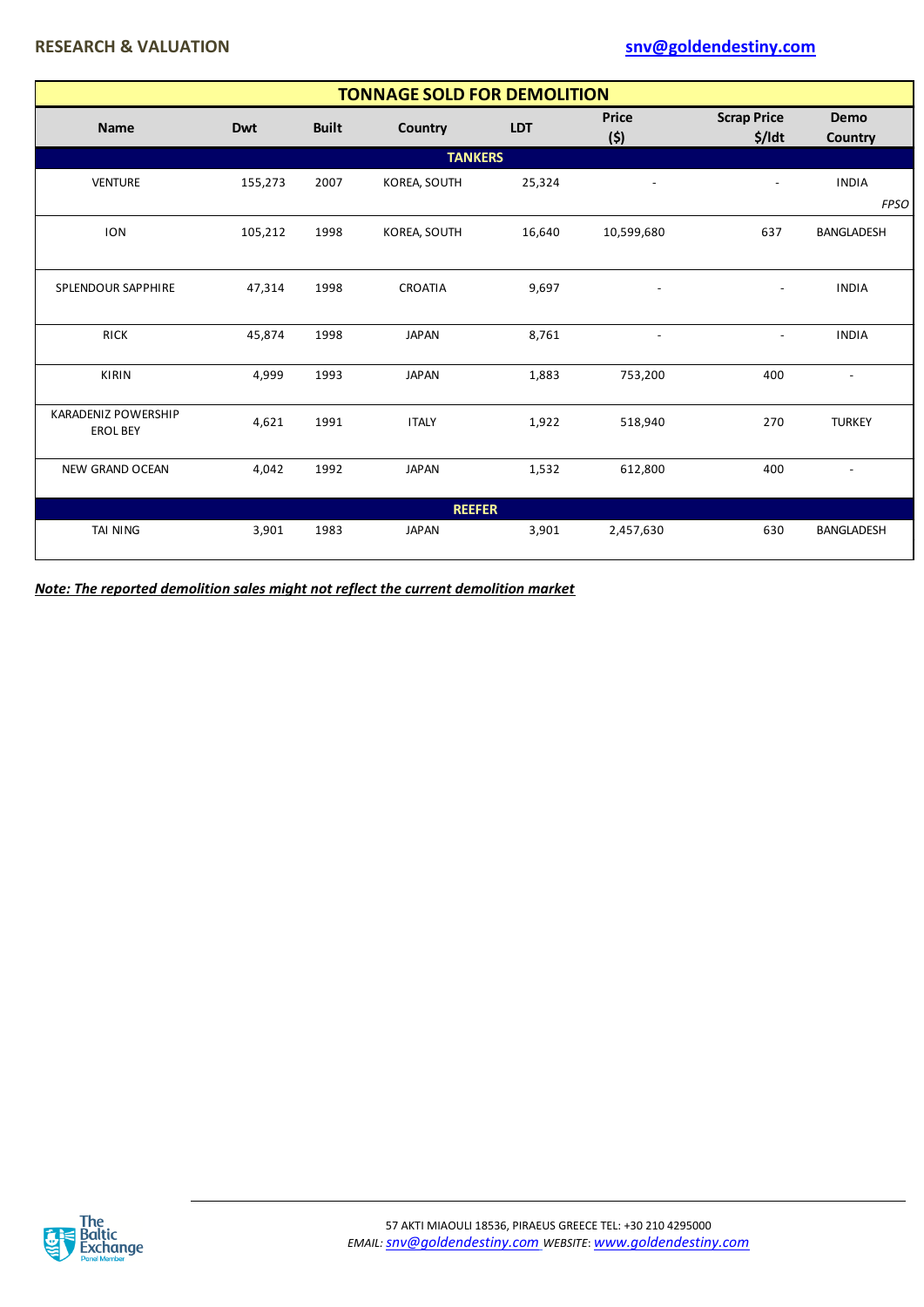| TONNAGE SOLD FOR DEMOLITION | | | | | | | |
|---|---|---|---|---|---|---|---|
| **Name** | **Dwt** | **Built** | **Country** | **LDT** | **Price ($)** | **Scrap Price $/ldt** | **Demo Country** |
| **TANKERS** | | | | | | | |
| VENTURE | 155,273 | 2007 | KOREA, SOUTH | 25,324 | - | - | INDIA *FPSO* |
| ION | 105,212 | 1998 | KOREA, SOUTH | 16,640 | 10,599,680 | 637 | BANGLADESH |
| SPLENDOUR SAPPHIRE | 47,314 | 1998 | CROATIA | 9,697 | - | - | INDIA |
| RICK | 45,874 | 1998 | JAPAN | 8,761 | - | - | INDIA |
| KIRIN | 4,999 | 1993 | JAPAN | 1,883 | 753,200 | 400 | - |
| KARADENIZ POWERSHIP EROL BEY | 4,621 | 1991 | ITALY | 1,922 | 518,940 | 270 | TURKEY |
| NEW GRAND OCEAN | 4,042 | 1992 | JAPAN | 1,532 | 612,800 | 400 | - |
| **REEFER** | | | | | | | |
| TAI NING | 3,901 | 1983 | JAPAN | 3,901 | 2,457,630 | 630 | BANGLADESH |

***Note: The reported demolition sales might not reflect the current demolition market***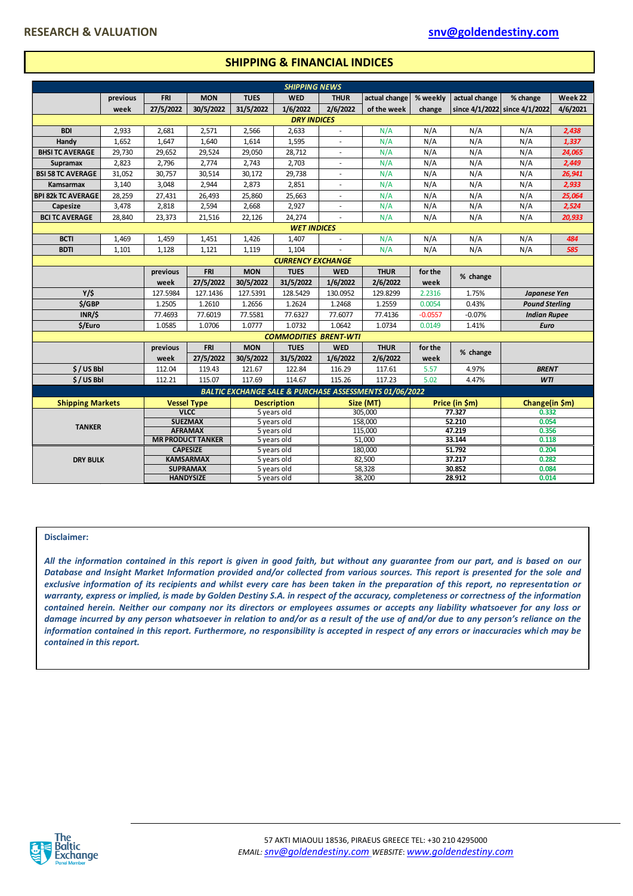# RESEARCH & VALUATION

snv@goldendestiny.com

## SHIPPING & FINANCIAL INDICES

| SHIPPING NEWS | previous week | FRI 27/5/2022 | MON 30/5/2022 | TUES 31/5/2022 | WED 1/6/2022 | THUR 2/6/2022 | actual change of the week | % weekly change | actual change since 4/1/2022 | % change since 4/1/2022 | Week 22 4/6/2021 |
|---|---|---|---|---|---|---|---|---|---|---|---|
| **DRY INDICES** | | | | | | | | | | | |
| BDI | 2,933 | 2,681 | 2,571 | 2,566 | 2,633 | - | N/A | N/A | N/A | N/A | 2,438 |
| Handy | 1,652 | 1,647 | 1,640 | 1,614 | 1,595 | - | N/A | N/A | N/A | N/A | 1,337 |
| BHSI TC AVERAGE | 29,730 | 29,652 | 29,524 | 29,050 | 28,712 | - | N/A | N/A | N/A | N/A | 24,065 |
| Supramax | 2,823 | 2,796 | 2,774 | 2,743 | 2,703 | - | N/A | N/A | N/A | N/A | 2,449 |
| BSI 58 TC AVERAGE | 31,052 | 30,757 | 30,514 | 30,172 | 29,738 | - | N/A | N/A | N/A | N/A | 26,941 |
| Kamsarmax | 3,140 | 3,048 | 2,944 | 2,873 | 2,851 | - | N/A | N/A | N/A | N/A | 2,933 |
| BPI 82k TC AVERAGE | 28,259 | 27,431 | 26,493 | 25,860 | 25,663 | - | N/A | N/A | N/A | N/A | 25,064 |
| Capesize | 3,478 | 2,818 | 2,594 | 2,668 | 2,927 | - | N/A | N/A | N/A | N/A | 2,524 |
| BCI TC AVERAGE | 28,840 | 23,373 | 21,516 | 22,126 | 24,274 | - | N/A | N/A | N/A | N/A | 20,933 |
| **WET INDICES** | | | | | | | | | | | |
| BCTI | 1,469 | 1,459 | 1,451 | 1,426 | 1,407 | - | N/A | N/A | N/A | N/A | 484 |
| BDTI | 1,101 | 1,128 | 1,121 | 1,119 | 1,104 | - | N/A | N/A | N/A | N/A | 585 |

| CURRENCY EXCHANGE | previous week | FRI 27/5/2022 | MON 30/5/2022 | TUES 31/5/2022 | WED 1/6/2022 | THUR 2/6/2022 | for the week | % change | |
|---|---|---|---|---|---|---|---|---|---|
| Y/$ | 127.5984 | 127.1436 | 127.5391 | 128.5429 | 130.0952 | 129.8299 | 2.2316 | 1.75% | Japanese Yen |
| $/GBP | 1.2505 | 1.2610 | 1.2656 | 1.2624 | 1.2468 | 1.2559 | 0.0054 | 0.43% | Pound Sterling |
| INR/$ | 77.4693 | 77.6019 | 77.5581 | 77.6327 | 77.6077 | 77.4136 | -0.0557 | -0.07% | Indian Rupee |
| $/Euro | 1.0585 | 1.0706 | 1.0777 | 1.0732 | 1.0642 | 1.0734 | 0.0149 | 1.41% | Euro |

| COMMODITIES BRENT-WTI | previous week | FRI 27/5/2022 | MON 30/5/2022 | TUES 31/5/2022 | WED 1/6/2022 | THUR 2/6/2022 | for the week | % change | |
|---|---|---|---|---|---|---|---|---|---|
| $ / US Bbl | 112.04 | 119.43 | 121.67 | 122.84 | 116.29 | 117.61 | 5.57 | 4.97% | BRENT |
| $ / US Bbl | 112.21 | 115.07 | 117.69 | 114.67 | 115.26 | 117.23 | 5.02 | 4.47% | WTI |

**BALTIC EXCHANGE SALE & PURCHASE ASSESSMENTS 01/06/2022**

| Shipping Markets | Vessel Type | Description | Size (MT) | Price (in $m) | Change(in $m) |
|---|---|---|---|---|---|
| TANKER | VLCC | 5 years old | 305,000 | 77.327 | 0.332 |
| | SUEZMAX | 5 years old | 158,000 | 52.210 | 0.054 |
| | AFRAMAX | 5 years old | 115,000 | 47.219 | 0.356 |
| | MR PRODUCT TANKER | 5 years old | 51,000 | 33.144 | 0.118 |
| DRY BULK | CAPESIZE | 5 years old | 180,000 | 51.792 | 0.204 |
| | KAMSARMAX | 5 years old | 82,500 | 37.217 | 0.282 |
| | SUPRAMAX | 5 years old | 58,328 | 30.852 | 0.084 |
| | HANDYSIZE | 5 years old | 38,200 | 28.912 | 0.014 |

**Disclaimer:**

*All the information contained in this report is given in good faith, but without any guarantee from our part, and is based on our Database and Insight Market Information provided and/or collected from various sources. This report is presented for the sole and exclusive information of its recipients and whilst every care has been taken in the preparation of this report, no representation or warranty, express or implied, is made by Golden Destiny S.A. in respect of the accuracy, completeness or correctness of the information contained herein. Neither our company nor its directors or employees assumes or accepts any liability whatsoever for any loss or damage incurred by any person whatsoever in relation to and/or as a result of the use of and/or due to any person's reliance on the information contained in this report. Furthermore, no responsibility is accepted in respect of any errors or inaccuracies which may be contained in this report.*

The Baltic Exchange Panel Member

57 AKTI MIAOULI 18536, PIRAEUS GREECE TEL: +30 210 4295000
EMAIL: snv@goldendestiny.com WEBSITE: www.goldendestiny.com